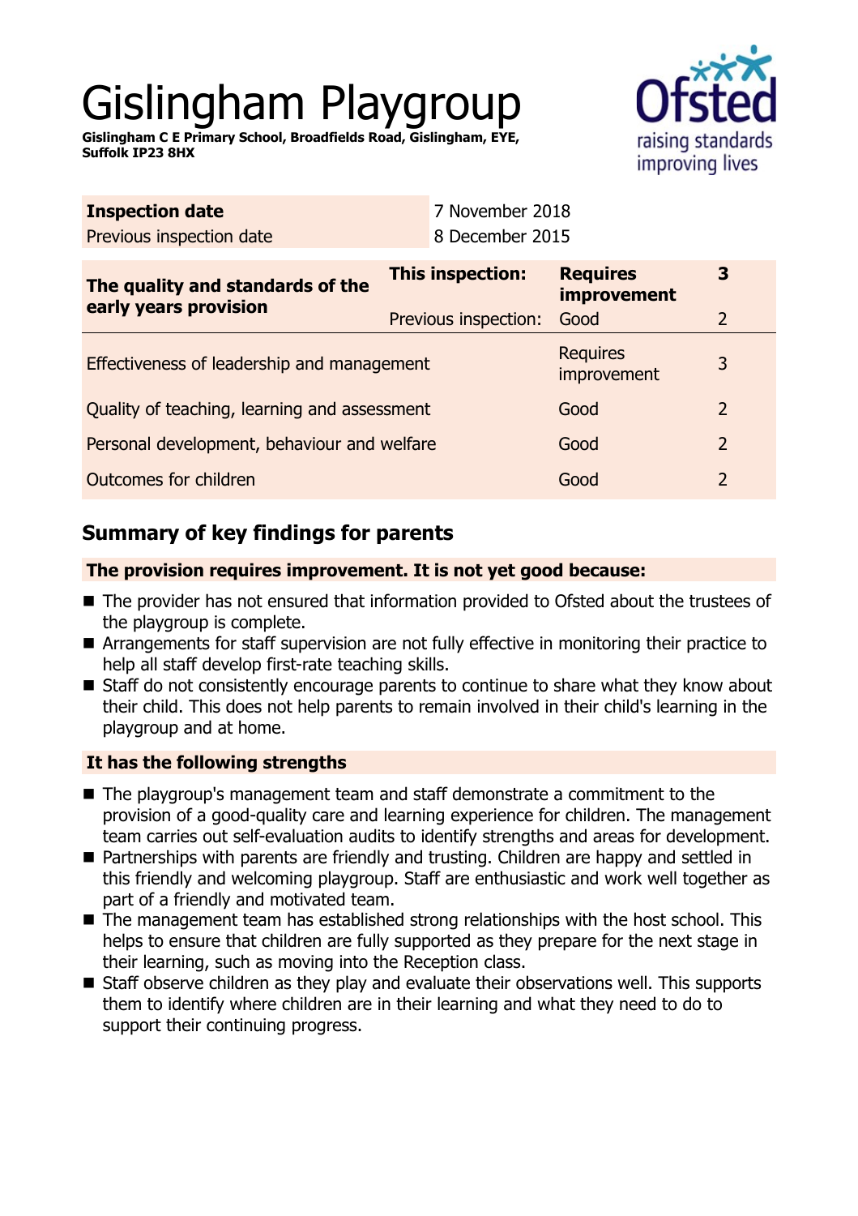# Gislingham Playgroup

**Gislingham C E Primary School, Broadfields Road, Gislingham, EYE, Suffolk IP23 8HX**

| **Inspection date** | 7 November 2018 |
|---|---|
| Previous inspection date | 8 December 2015 |

| **The quality and standards of the early years provision** | **This inspection:** | **Requires improvement** | **3** |
|---|---|---|---|
| | Previous inspection: | Good | 2 |
| Effectiveness of leadership and management | | Requires improvement | 3 |
| Quality of teaching, learning and assessment | | Good | 2 |
| Personal development, behaviour and welfare | | Good | 2 |
| Outcomes for children | | Good | 2 |

## Summary of key findings for parents

**The provision requires improvement. It is not yet good because:**

- The provider has not ensured that information provided to Ofsted about the trustees of the playgroup is complete.
- Arrangements for staff supervision are not fully effective in monitoring their practice to help all staff develop first-rate teaching skills.
- Staff do not consistently encourage parents to continue to share what they know about their child. This does not help parents to remain involved in their child's learning in the playgroup and at home.

**It has the following strengths**

- The playgroup's management team and staff demonstrate a commitment to the provision of a good-quality care and learning experience for children. The management team carries out self-evaluation audits to identify strengths and areas for development.
- Partnerships with parents are friendly and trusting. Children are happy and settled in this friendly and welcoming playgroup. Staff are enthusiastic and work well together as part of a friendly and motivated team.
- The management team has established strong relationships with the host school. This helps to ensure that children are fully supported as they prepare for the next stage in their learning, such as moving into the Reception class.
- Staff observe children as they play and evaluate their observations well. This supports them to identify where children are in their learning and what they need to do to support their continuing progress.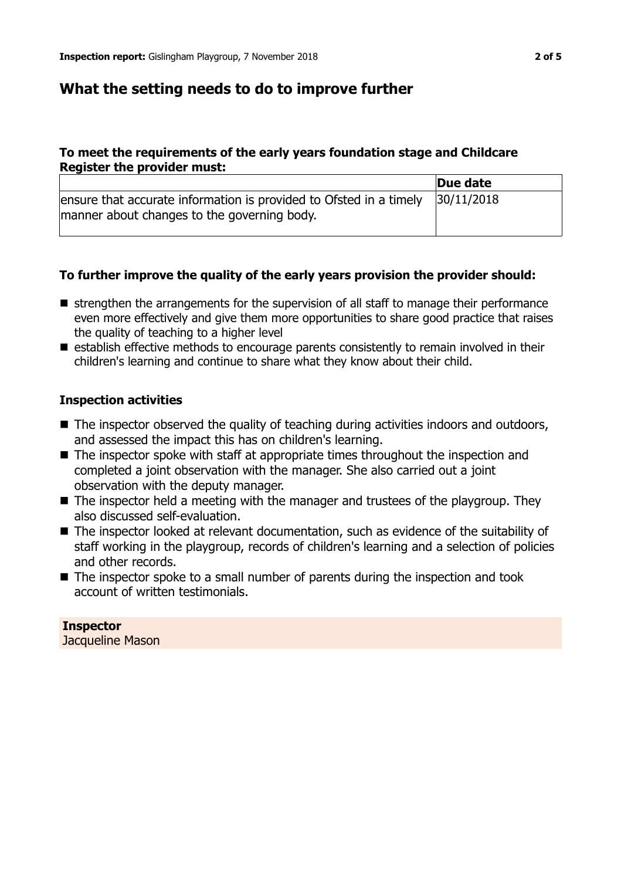## What the setting needs to do to improve further

**To meet the requirements of the early years foundation stage and Childcare Register the provider must:**

| | Due date |
|---|---|
| ensure that accurate information is provided to Ofsted in a timely manner about changes to the governing body. | 30/11/2018 |

**To further improve the quality of the early years provision the provider should:**

- strengthen the arrangements for the supervision of all staff to manage their performance even more effectively and give them more opportunities to share good practice that raises the quality of teaching to a higher level
- establish effective methods to encourage parents consistently to remain involved in their children's learning and continue to share what they know about their child.

**Inspection activities**

- The inspector observed the quality of teaching during activities indoors and outdoors, and assessed the impact this has on children's learning.
- The inspector spoke with staff at appropriate times throughout the inspection and completed a joint observation with the manager. She also carried out a joint observation with the deputy manager.
- The inspector held a meeting with the manager and trustees of the playgroup. They also discussed self-evaluation.
- The inspector looked at relevant documentation, such as evidence of the suitability of staff working in the playgroup, records of children's learning and a selection of policies and other records.
- The inspector spoke to a small number of parents during the inspection and took account of written testimonials.

**Inspector**
Jacqueline Mason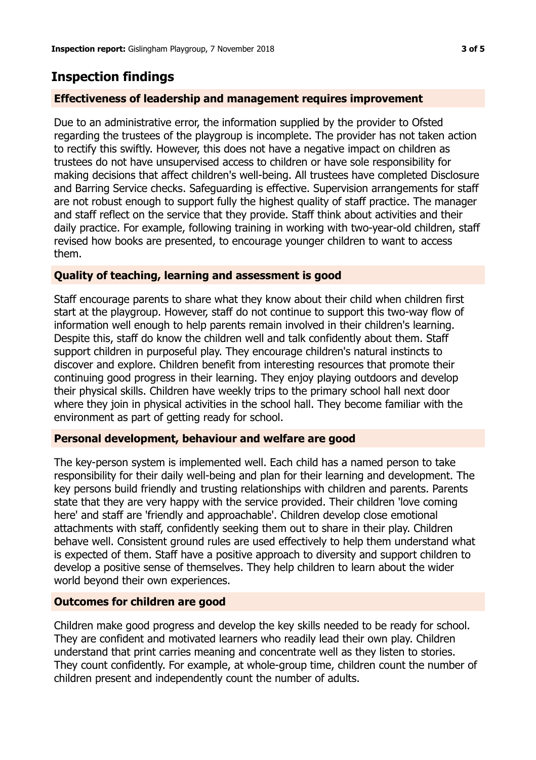## Inspection findings

### Effectiveness of leadership and management requires improvement

Due to an administrative error, the information supplied by the provider to Ofsted regarding the trustees of the playgroup is incomplete. The provider has not taken action to rectify this swiftly. However, this does not have a negative impact on children as trustees do not have unsupervised access to children or have sole responsibility for making decisions that affect children's well-being. All trustees have completed Disclosure and Barring Service checks. Safeguarding is effective. Supervision arrangements for staff are not robust enough to support fully the highest quality of staff practice. The manager and staff reflect on the service that they provide. Staff think about activities and their daily practice. For example, following training in working with two-year-old children, staff revised how books are presented, to encourage younger children to want to access them.

### Quality of teaching, learning and assessment is good

Staff encourage parents to share what they know about their child when children first start at the playgroup. However, staff do not continue to support this two-way flow of information well enough to help parents remain involved in their children's learning. Despite this, staff do know the children well and talk confidently about them. Staff support children in purposeful play. They encourage children's natural instincts to discover and explore. Children benefit from interesting resources that promote their continuing good progress in their learning. They enjoy playing outdoors and develop their physical skills. Children have weekly trips to the primary school hall next door where they join in physical activities in the school hall. They become familiar with the environment as part of getting ready for school.

### Personal development, behaviour and welfare are good

The key-person system is implemented well. Each child has a named person to take responsibility for their daily well-being and plan for their learning and development. The key persons build friendly and trusting relationships with children and parents. Parents state that they are very happy with the service provided. Their children 'love coming here' and staff are 'friendly and approachable'. Children develop close emotional attachments with staff, confidently seeking them out to share in their play. Children behave well. Consistent ground rules are used effectively to help them understand what is expected of them. Staff have a positive approach to diversity and support children to develop a positive sense of themselves. They help children to learn about the wider world beyond their own experiences.

### Outcomes for children are good

Children make good progress and develop the key skills needed to be ready for school. They are confident and motivated learners who readily lead their own play. Children understand that print carries meaning and concentrate well as they listen to stories. They count confidently. For example, at whole-group time, children count the number of children present and independently count the number of adults.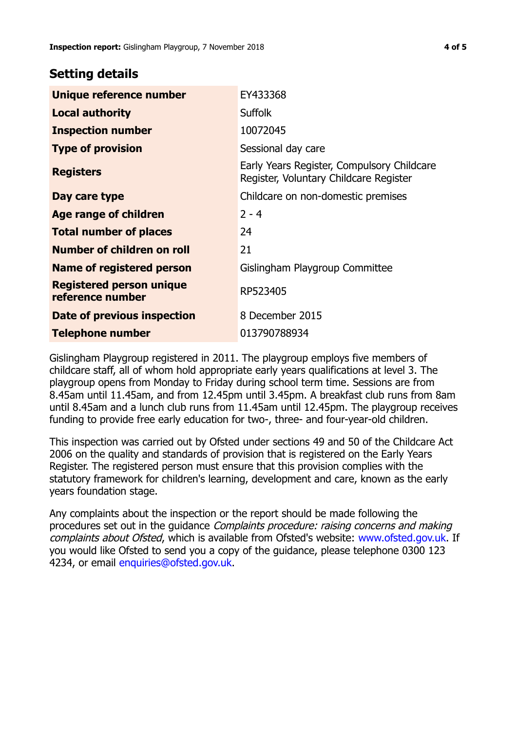## Setting details

| | |
|---|---|
| **Unique reference number** | EY433368 |
| **Local authority** | Suffolk |
| **Inspection number** | 10072045 |
| **Type of provision** | Sessional day care |
| **Registers** | Early Years Register, Compulsory Childcare Register, Voluntary Childcare Register |
| **Day care type** | Childcare on non-domestic premises |
| **Age range of children** | 2 - 4 |
| **Total number of places** | 24 |
| **Number of children on roll** | 21 |
| **Name of registered person** | Gislingham Playgroup Committee |
| **Registered person unique reference number** | RP523405 |
| **Date of previous inspection** | 8 December 2015 |
| **Telephone number** | 013790788934 |

Gislingham Playgroup registered in 2011. The playgroup employs five members of childcare staff, all of whom hold appropriate early years qualifications at level 3. The playgroup opens from Monday to Friday during school term time. Sessions are from 8.45am until 11.45am, and from 12.45pm until 3.45pm. A breakfast club runs from 8am until 8.45am and a lunch club runs from 11.45am until 12.45pm. The playgroup receives funding to provide free early education for two-, three- and four-year-old children.

This inspection was carried out by Ofsted under sections 49 and 50 of the Childcare Act 2006 on the quality and standards of provision that is registered on the Early Years Register. The registered person must ensure that this provision complies with the statutory framework for children's learning, development and care, known as the early years foundation stage.

Any complaints about the inspection or the report should be made following the procedures set out in the guidance *Complaints procedure: raising concerns and making complaints about Ofsted*, which is available from Ofsted's website: www.ofsted.gov.uk. If you would like Ofsted to send you a copy of the guidance, please telephone 0300 123 4234, or email enquiries@ofsted.gov.uk.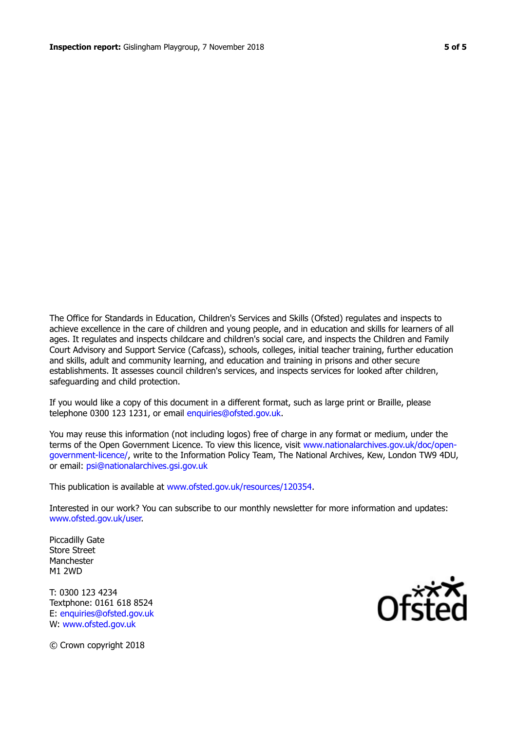The Office for Standards in Education, Children's Services and Skills (Ofsted) regulates and inspects to achieve excellence in the care of children and young people, and in education and skills for learners of all ages. It regulates and inspects childcare and children's social care, and inspects the Children and Family Court Advisory and Support Service (Cafcass), schools, colleges, initial teacher training, further education and skills, adult and community learning, and education and training in prisons and other secure establishments. It assesses council children's services, and inspects services for looked after children, safeguarding and child protection.

If you would like a copy of this document in a different format, such as large print or Braille, please telephone 0300 123 1231, or email enquiries@ofsted.gov.uk.

You may reuse this information (not including logos) free of charge in any format or medium, under the terms of the Open Government Licence. To view this licence, visit www.nationalarchives.gov.uk/doc/open-government-licence/, write to the Information Policy Team, The National Archives, Kew, London TW9 4DU, or email: psi@nationalarchives.gsi.gov.uk

This publication is available at www.ofsted.gov.uk/resources/120354.

Interested in our work? You can subscribe to our monthly newsletter for more information and updates: www.ofsted.gov.uk/user.

Piccadilly Gate  
Store Street  
Manchester  
M1 2WD

T: 0300 123 4234  
Textphone: 0161 618 8524  
E: enquiries@ofsted.gov.uk  
W: www.ofsted.gov.uk

© Crown copyright 2018